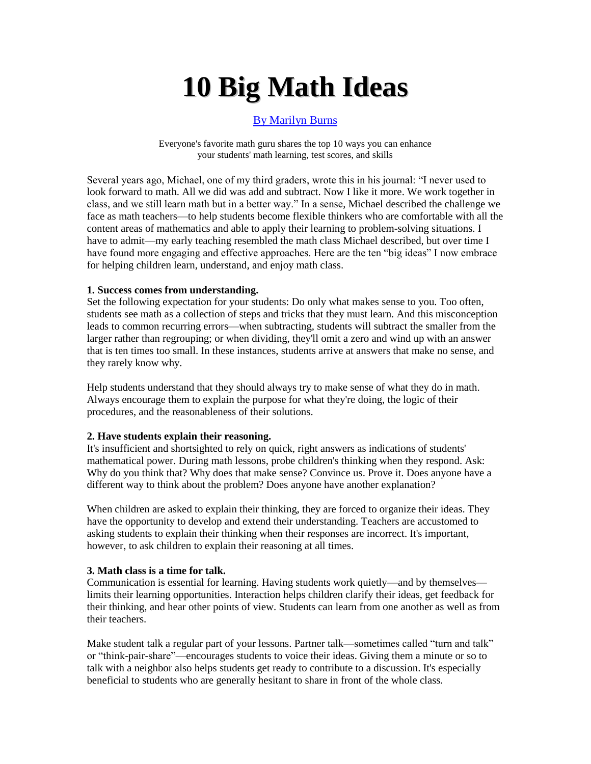# 10 Big Math Ideas

By Marilyn Burns

Everyone's favorite math guru shares the top 10 ways you can enhance your students' math learning, test scores, and skills

Several years ago, Michael, one of my third graders, wrote this in his journal: "I never used to look forward to math. All we did was add and subtract. Now I like it more. We work together in class, and we still learn math but in a better way." In a sense, Michael described the challenge we face as math teachers—to help students become flexible thinkers who are comfortable with all the content areas of mathematics and able to apply their learning to problem-solving situations. I have to admit—my early teaching resembled the math class Michael described, but over time I have found more engaging and effective approaches. Here are the ten "big ideas" I now embrace for helping children learn, understand, and enjoy math class.

**1. Success comes from understanding.**

Set the following expectation for your students: Do only what makes sense to you. Too often, students see math as a collection of steps and tricks that they must learn. And this misconception leads to common recurring errors—when subtracting, students will subtract the smaller from the larger rather than regrouping; or when dividing, they'll omit a zero and wind up with an answer that is ten times too small. In these instances, students arrive at answers that make no sense, and they rarely know why.

Help students understand that they should always try to make sense of what they do in math. Always encourage them to explain the purpose for what they're doing, the logic of their procedures, and the reasonableness of their solutions.

**2. Have students explain their reasoning.**

It's insufficient and shortsighted to rely on quick, right answers as indications of students' mathematical power. During math lessons, probe children's thinking when they respond. Ask: Why do you think that? Why does that make sense? Convince us. Prove it. Does anyone have a different way to think about the problem? Does anyone have another explanation?

When children are asked to explain their thinking, they are forced to organize their ideas. They have the opportunity to develop and extend their understanding. Teachers are accustomed to asking students to explain their thinking when their responses are incorrect. It's important, however, to ask children to explain their reasoning at all times.

**3. Math class is a time for talk.**

Communication is essential for learning. Having students work quietly—and by themselves—limits their learning opportunities. Interaction helps children clarify their ideas, get feedback for their thinking, and hear other points of view. Students can learn from one another as well as from their teachers.

Make student talk a regular part of your lessons. Partner talk—sometimes called "turn and talk" or "think-pair-share"—encourages students to voice their ideas. Giving them a minute or so to talk with a neighbor also helps students get ready to contribute to a discussion. It's especially beneficial to students who are generally hesitant to share in front of the whole class.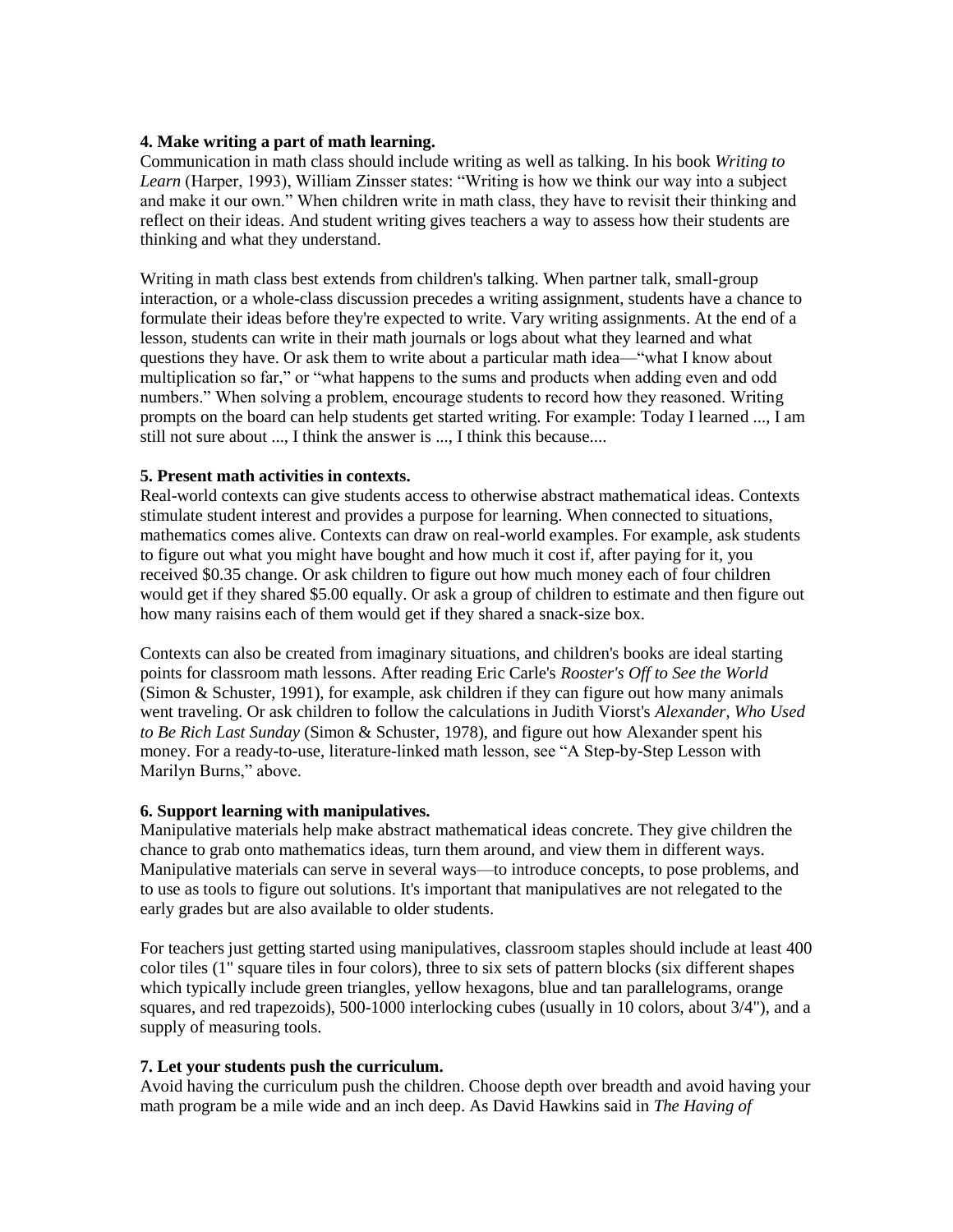**4. Make writing a part of math learning.**
Communication in math class should include writing as well as talking. In his book *Writing to Learn* (Harper, 1993), William Zinsser states: "Writing is how we think our way into a subject and make it our own." When children write in math class, they have to revisit their thinking and reflect on their ideas. And student writing gives teachers a way to assess how their students are thinking and what they understand.

Writing in math class best extends from children's talking. When partner talk, small-group interaction, or a whole-class discussion precedes a writing assignment, students have a chance to formulate their ideas before they're expected to write. Vary writing assignments. At the end of a lesson, students can write in their math journals or logs about what they learned and what questions they have. Or ask them to write about a particular math idea—"what I know about multiplication so far," or "what happens to the sums and products when adding even and odd numbers." When solving a problem, encourage students to record how they reasoned. Writing prompts on the board can help students get started writing. For example: Today I learned ..., I am still not sure about ..., I think the answer is ..., I think this because....

**5. Present math activities in contexts.**
Real-world contexts can give students access to otherwise abstract mathematical ideas. Contexts stimulate student interest and provides a purpose for learning. When connected to situations, mathematics comes alive. Contexts can draw on real-world examples. For example, ask students to figure out what you might have bought and how much it cost if, after paying for it, you received $0.35 change. Or ask children to figure out how much money each of four children would get if they shared $5.00 equally. Or ask a group of children to estimate and then figure out how many raisins each of them would get if they shared a snack-size box.

Contexts can also be created from imaginary situations, and children's books are ideal starting points for classroom math lessons. After reading Eric Carle's *Rooster's Off to See the World* (Simon & Schuster, 1991), for example, ask children if they can figure out how many animals went traveling. Or ask children to follow the calculations in Judith Viorst's *Alexander, Who Used to Be Rich Last Sunday* (Simon & Schuster, 1978), and figure out how Alexander spent his money. For a ready-to-use, literature-linked math lesson, see "A Step-by-Step Lesson with Marilyn Burns," above.

**6. Support learning with manipulatives.**
Manipulative materials help make abstract mathematical ideas concrete. They give children the chance to grab onto mathematics ideas, turn them around, and view them in different ways. Manipulative materials can serve in several ways—to introduce concepts, to pose problems, and to use as tools to figure out solutions. It's important that manipulatives are not relegated to the early grades but are also available to older students.

For teachers just getting started using manipulatives, classroom staples should include at least 400 color tiles (1" square tiles in four colors), three to six sets of pattern blocks (six different shapes which typically include green triangles, yellow hexagons, blue and tan parallelograms, orange squares, and red trapezoids), 500-1000 interlocking cubes (usually in 10 colors, about 3/4"), and a supply of measuring tools.

**7. Let your students push the curriculum.**
Avoid having the curriculum push the children. Choose depth over breadth and avoid having your math program be a mile wide and an inch deep. As David Hawkins said in *The Having of*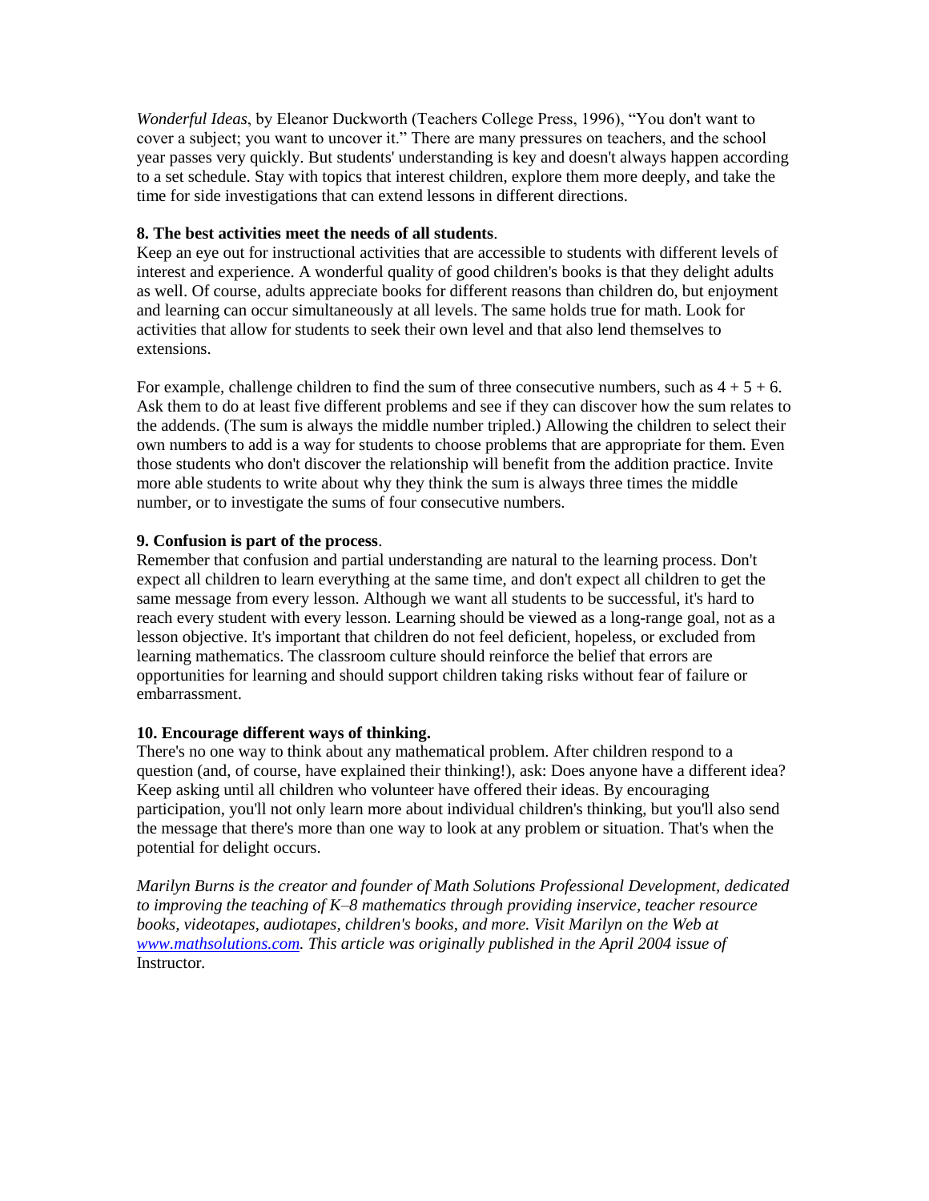*Wonderful Ideas*, by Eleanor Duckworth (Teachers College Press, 1996), "You don't want to cover a subject; you want to uncover it." There are many pressures on teachers, and the school year passes very quickly. But students' understanding is key and doesn't always happen according to a set schedule. Stay with topics that interest children, explore them more deeply, and take the time for side investigations that can extend lessons in different directions.

**8. The best activities meet the needs of all students**.

Keep an eye out for instructional activities that are accessible to students with different levels of interest and experience. A wonderful quality of good children's books is that they delight adults as well. Of course, adults appreciate books for different reasons than children do, but enjoyment and learning can occur simultaneously at all levels. The same holds true for math. Look for activities that allow for students to seek their own level and that also lend themselves to extensions.

For example, challenge children to find the sum of three consecutive numbers, such as $4 + 5 + 6$. Ask them to do at least five different problems and see if they can discover how the sum relates to the addends. (The sum is always the middle number tripled.) Allowing the children to select their own numbers to add is a way for students to choose problems that are appropriate for them. Even those students who don't discover the relationship will benefit from the addition practice. Invite more able students to write about why they think the sum is always three times the middle number, or to investigate the sums of four consecutive numbers.

**9. Confusion is part of the process**.

Remember that confusion and partial understanding are natural to the learning process. Don't expect all children to learn everything at the same time, and don't expect all children to get the same message from every lesson. Although we want all students to be successful, it's hard to reach every student with every lesson. Learning should be viewed as a long-range goal, not as a lesson objective. It's important that children do not feel deficient, hopeless, or excluded from learning mathematics. The classroom culture should reinforce the belief that errors are opportunities for learning and should support children taking risks without fear of failure or embarrassment.

**10. Encourage different ways of thinking.**

There's no one way to think about any mathematical problem. After children respond to a question (and, of course, have explained their thinking!), ask: Does anyone have a different idea? Keep asking until all children who volunteer have offered their ideas. By encouraging participation, you'll not only learn more about individual children's thinking, but you'll also send the message that there's more than one way to look at any problem or situation. That's when the potential for delight occurs.

*Marilyn Burns is the creator and founder of Math Solutions Professional Development, dedicated to improving the teaching of K–8 mathematics through providing inservice, teacher resource books, videotapes, audiotapes, children's books, and more. Visit Marilyn on the Web at [www.mathsolutions.com](http://www.mathsolutions.com). This article was originally published in the April 2004 issue of* Instructor*.*